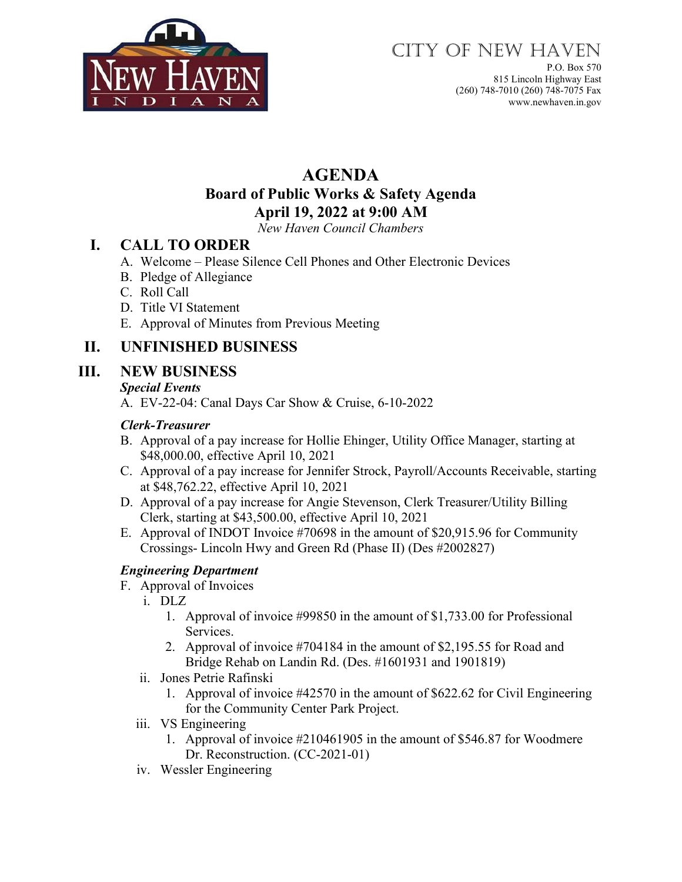CITY OF NEW HAVEN
P.O. Box 570
815 Lincoln Highway East
(260) 748-7010 (260) 748-7075 Fax
www.newhaven.in.gov

# AGENDA

## Board of Public Works & Safety Agenda

## April 19, 2022 at 9:00 AM

*New Haven Council Chambers*

## I. CALL TO ORDER

A. Welcome – Please Silence Cell Phones and Other Electronic Devices
B. Pledge of Allegiance
C. Roll Call
D. Title VI Statement
E. Approval of Minutes from Previous Meeting

## II. UNFINISHED BUSINESS

## III. NEW BUSINESS

***Special Events***

A. EV-22-04: Canal Days Car Show & Cruise, 6-10-2022

***Clerk-Treasurer***

B. Approval of a pay increase for Hollie Ehinger, Utility Office Manager, starting at $48,000.00, effective April 10, 2021
C. Approval of a pay increase for Jennifer Strock, Payroll/Accounts Receivable, starting at $48,762.22, effective April 10, 2021
D. Approval of a pay increase for Angie Stevenson, Clerk Treasurer/Utility Billing Clerk, starting at $43,500.00, effective April 10, 2021
E. Approval of INDOT Invoice #70698 in the amount of $20,915.96 for Community Crossings- Lincoln Hwy and Green Rd (Phase II) (Des #2002827)

***Engineering Department***

F. Approval of Invoices
   - i. DLZ
     1. Approval of invoice #99850 in the amount of $1,733.00 for Professional Services.
     2. Approval of invoice #704184 in the amount of $2,195.55 for Road and Bridge Rehab on Landin Rd. (Des. #1601931 and 1901819)
   - ii. Jones Petrie Rafinski
     1. Approval of invoice #42570 in the amount of $622.62 for Civil Engineering for the Community Center Park Project.
   - iii. VS Engineering
     1. Approval of invoice #210461905 in the amount of $546.87 for Woodmere Dr. Reconstruction. (CC-2021-01)
   - iv. Wessler Engineering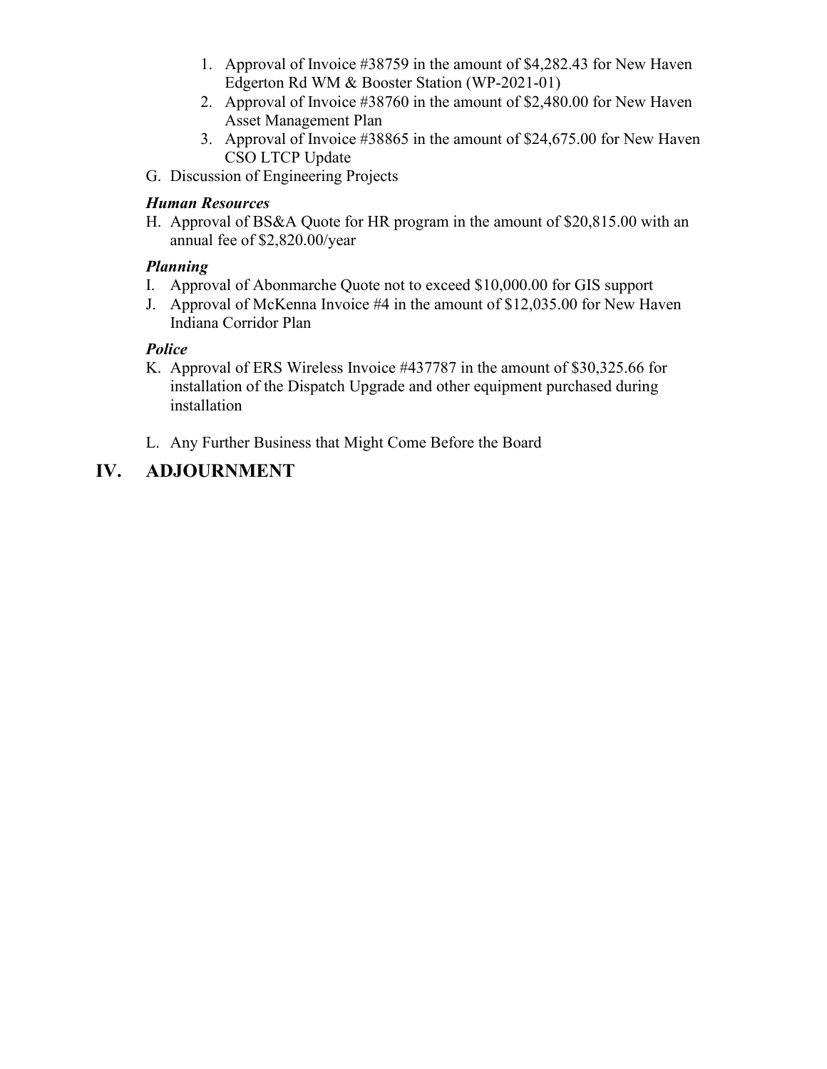1. Approval of Invoice #38759 in the amount of $4,282.43 for New Haven Edgerton Rd WM & Booster Station (WP-2021-01)
2. Approval of Invoice #38760 in the amount of $2,480.00 for New Haven Asset Management Plan
3. Approval of Invoice #38865 in the amount of $24,675.00 for New Haven CSO LTCP Update

G. Discussion of Engineering Projects

***Human Resources***

H. Approval of BS&A Quote for HR program in the amount of $20,815.00 with an annual fee of $2,820.00/year

***Planning***

I. Approval of Abonmarche Quote not to exceed $10,000.00 for GIS support

J. Approval of McKenna Invoice #4 in the amount of $12,035.00 for New Haven Indiana Corridor Plan

***Police***

K. Approval of ERS Wireless Invoice #437787 in the amount of $30,325.66 for installation of the Dispatch Upgrade and other equipment purchased during installation

L. Any Further Business that Might Come Before the Board

## IV. ADJOURNMENT